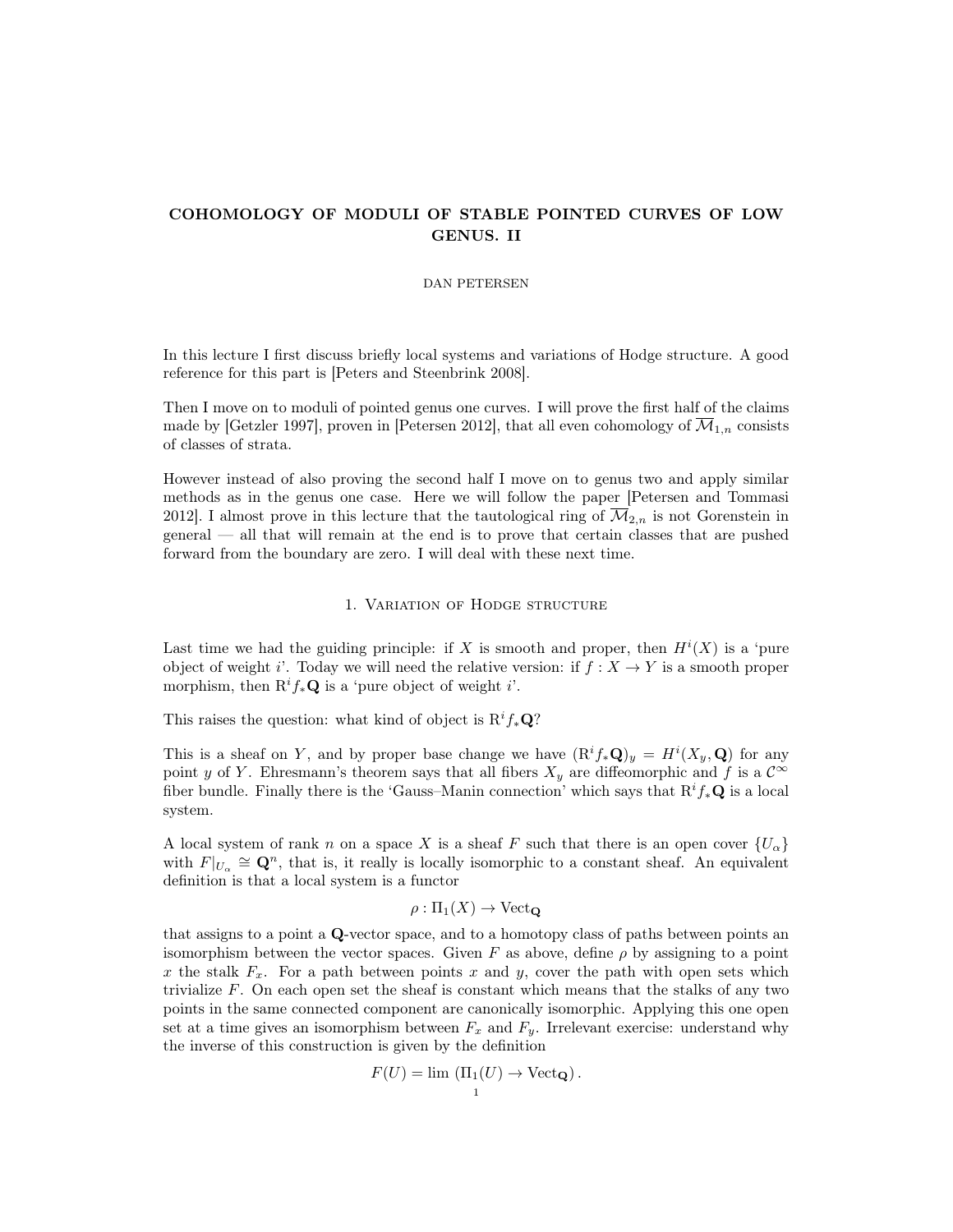# COHOMOLOGY OF MODULI OF STABLE POINTED CURVES OF LOW GENUS. II

DAN PETERSEN

In this lecture I first discuss briefly local systems and variations of Hodge structure. A good reference for this part is [Peters and Steenbrink 2008].

Then I move on to moduli of pointed genus one curves. I will prove the first half of the claims made by [Getzler 1997], proven in [Petersen 2012], that all even cohomology of $\overline{\mathcal{M}}_{1,n}$ consists of classes of strata.

However instead of also proving the second half I move on to genus two and apply similar methods as in the genus one case. Here we will follow the paper [Petersen and Tommasi 2012]. I almost prove in this lecture that the tautological ring of $\overline{\mathcal{M}}_{2,n}$ is not Gorenstein in general — all that will remain at the end is to prove that certain classes that are pushed forward from the boundary are zero. I will deal with these next time.

## 1. Variation of Hodge structure

Last time we had the guiding principle: if $X$ is smooth and proper, then $H^i(X)$ is a 'pure object of weight $i$'. Today we will need the relative version: if $f : X \to Y$ is a smooth proper morphism, then $\mathrm{R}^i f_* \mathbf{Q}$ is a 'pure object of weight $i$'.

This raises the question: what kind of object is $\mathrm{R}^i f_* \mathbf{Q}$?

This is a sheaf on $Y$, and by proper base change we have $(\mathrm{R}^i f_* \mathbf{Q})_y = H^i(X_y, \mathbf{Q})$ for any point $y$ of $Y$. Ehresmann's theorem says that all fibers $X_y$ are diffeomorphic and $f$ is a $\mathcal{C}^\infty$ fiber bundle. Finally there is the 'Gauss–Manin connection' which says that $\mathrm{R}^i f_* \mathbf{Q}$ is a local system.

A local system of rank $n$ on a space $X$ is a sheaf $F$ such that there is an open cover $\{U_\alpha\}$ with $F|_{U_\alpha} \cong \mathbf{Q}^n$, that is, it really is locally isomorphic to a constant sheaf. An equivalent definition is that a local system is a functor

$$\rho : \Pi_1(X) \to \mathrm{Vect}_{\mathbf{Q}}$$

that assigns to a point a $\mathbf{Q}$-vector space, and to a homotopy class of paths between points an isomorphism between the vector spaces. Given $F$ as above, define $\rho$ by assigning to a point $x$ the stalk $F_x$. For a path between points $x$ and $y$, cover the path with open sets which trivialize $F$. On each open set the sheaf is constant which means that the stalks of any two points in the same connected component are canonically isomorphic. Applying this one open set at a time gives an isomorphism between $F_x$ and $F_y$. Irrelevant exercise: understand why the inverse of this construction is given by the definition

$$F(U) = \lim \left(\Pi_1(U) \to \mathrm{Vect}_{\mathbf{Q}}\right).$$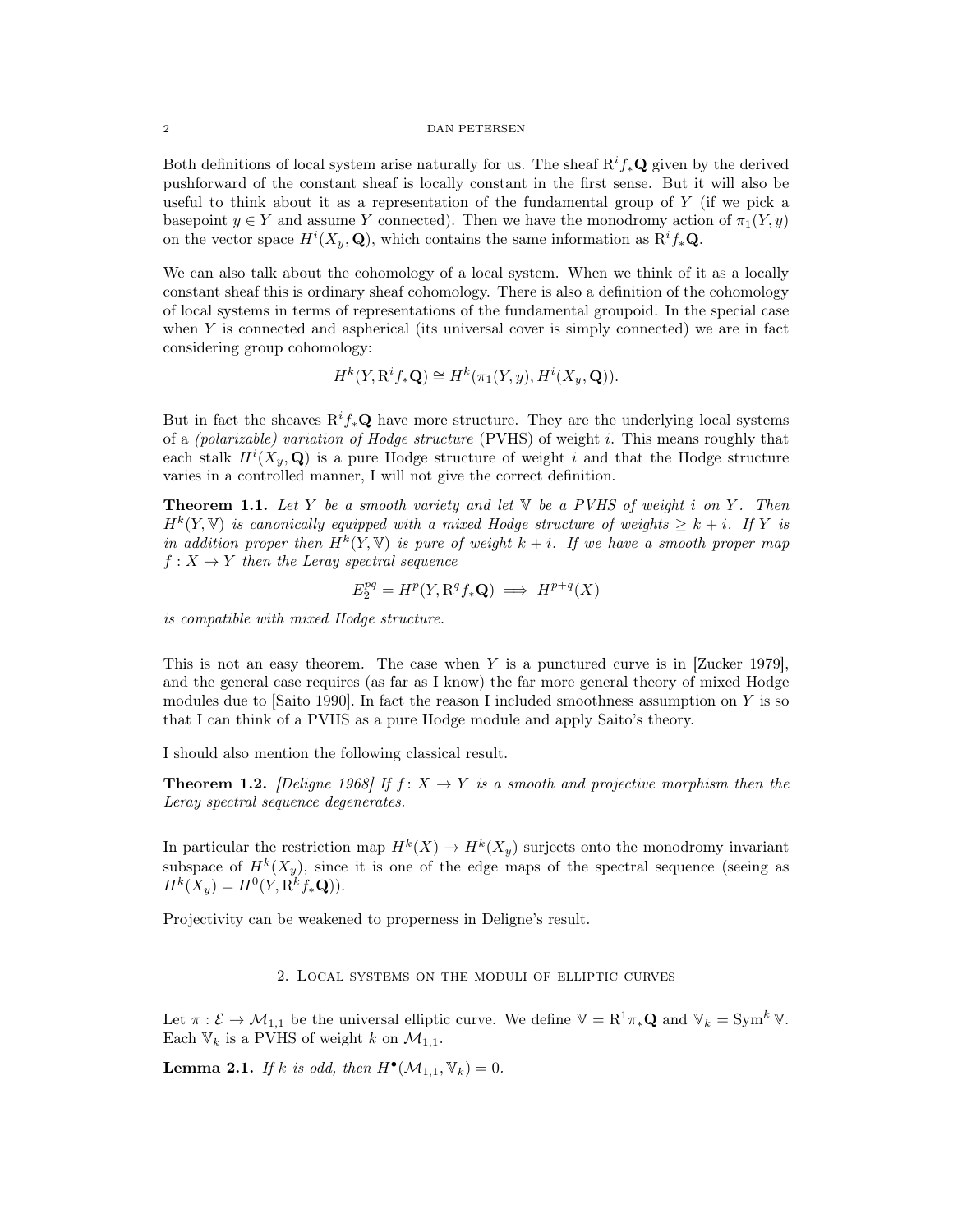Both definitions of local system arise naturally for us. The sheaf $\mathrm{R}^i f_* \mathbf{Q}$ given by the derived pushforward of the constant sheaf is locally constant in the first sense. But it will also be useful to think about it as a representation of the fundamental group of $Y$ (if we pick a basepoint $y \in Y$ and assume $Y$ connected). Then we have the monodromy action of $\pi_1(Y, y)$ on the vector space $H^i(X_y, \mathbf{Q})$, which contains the same information as $\mathrm{R}^i f_* \mathbf{Q}$.

We can also talk about the cohomology of a local system. When we think of it as a locally constant sheaf this is ordinary sheaf cohomology. There is also a definition of the cohomology of local systems in terms of representations of the fundamental groupoid. In the special case when $Y$ is connected and aspherical (its universal cover is simply connected) we are in fact considering group cohomology:

$$H^k(Y, \mathrm{R}^i f_* \mathbf{Q}) \cong H^k(\pi_1(Y, y), H^i(X_y, \mathbf{Q})).$$

But in fact the sheaves $\mathrm{R}^i f_* \mathbf{Q}$ have more structure. They are the underlying local systems of a *(polarizable) variation of Hodge structure* (PVHS) of weight $i$. This means roughly that each stalk $H^i(X_y, \mathbf{Q})$ is a pure Hodge structure of weight $i$ and that the Hodge structure varies in a controlled manner, I will not give the correct definition.

**Theorem 1.1.** *Let $Y$ be a smooth variety and let $\mathbb{V}$ be a PVHS of weight $i$ on $Y$. Then $H^k(Y, \mathbb{V})$ is canonically equipped with a mixed Hodge structure of weights $\geq k + i$. If $Y$ is in addition proper then $H^k(Y, \mathbb{V})$ is pure of weight $k + i$. If we have a smooth proper map $f : X \to Y$ then the Leray spectral sequence*

$$E_2^{pq} = H^p(Y, \mathrm{R}^q f_* \mathbf{Q}) \implies H^{p+q}(X)$$

*is compatible with mixed Hodge structure.*

This is not an easy theorem. The case when $Y$ is a punctured curve is in [Zucker 1979], and the general case requires (as far as I know) the far more general theory of mixed Hodge modules due to [Saito 1990]. In fact the reason I included smoothness assumption on $Y$ is so that I can think of a PVHS as a pure Hodge module and apply Saito's theory.

I should also mention the following classical result.

**Theorem 1.2.** *[Deligne 1968] If $f : X \to Y$ is a smooth and projective morphism then the Leray spectral sequence degenerates.*

In particular the restriction map $H^k(X) \to H^k(X_y)$ surjects onto the monodromy invariant subspace of $H^k(X_y)$, since it is one of the edge maps of the spectral sequence (seeing as $H^k(X_y) = H^0(Y, \mathrm{R}^k f_* \mathbf{Q})$).

Projectivity can be weakened to properness in Deligne's result.

## 2. Local systems on the moduli of elliptic curves

Let $\pi : \mathcal{E} \to \mathcal{M}_{1,1}$ be the universal elliptic curve. We define $\mathbb{V} = \mathrm{R}^1 \pi_* \mathbf{Q}$ and $\mathbb{V}_k = \mathrm{Sym}^k \mathbb{V}$. Each $\mathbb{V}_k$ is a PVHS of weight $k$ on $\mathcal{M}_{1,1}$.

**Lemma 2.1.** *If $k$ is odd, then $H^\bullet(\mathcal{M}_{1,1}, \mathbb{V}_k) = 0$.*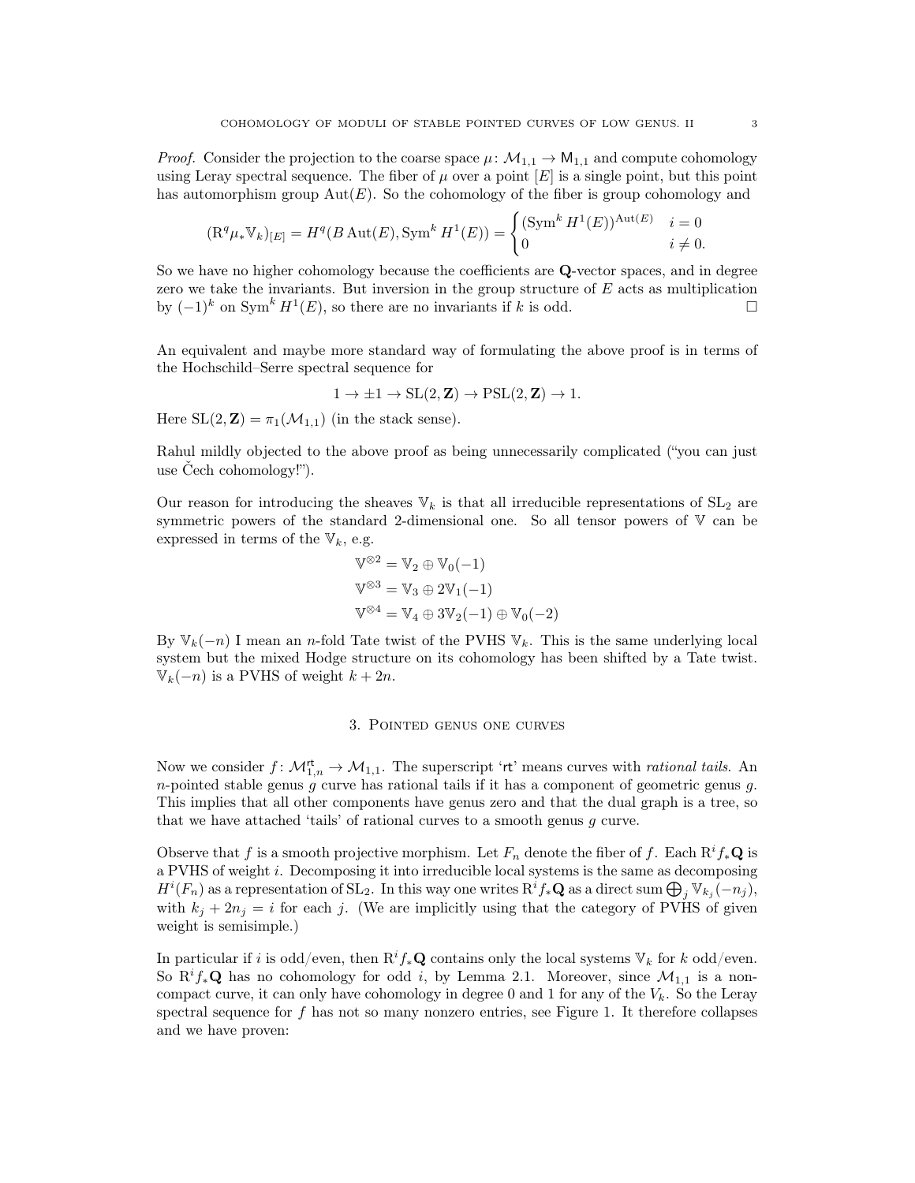*Proof.* Consider the projection to the coarse space $\mu\colon \mathcal{M}_{1,1} \to \mathsf{M}_{1,1}$ and compute cohomology using Leray spectral sequence. The fiber of $\mu$ over a point $[E]$ is a single point, but this point has automorphism group $\operatorname{Aut}(E)$. So the cohomology of the fiber is group cohomology and

$$(\mathrm{R}^q \mu_* \mathbb{V}_k)_{[E]} = H^q(B\operatorname{Aut}(E), \operatorname{Sym}^k H^1(E)) = \begin{cases} (\operatorname{Sym}^k H^1(E))^{\operatorname{Aut}(E)} & i = 0 \\ 0 & i \neq 0. \end{cases}$$

So we have no higher cohomology because the coefficients are $\mathbf{Q}$-vector spaces, and in degree zero we take the invariants. But inversion in the group structure of $E$ acts as multiplication by $(-1)^k$ on $\operatorname{Sym}^k H^1(E)$, so there are no invariants if $k$ is odd. $\square$

An equivalent and maybe more standard way of formulating the above proof is in terms of the Hochschild–Serre spectral sequence for

$$1 \to \pm 1 \to \mathrm{SL}(2, \mathbf{Z}) \to \mathrm{PSL}(2, \mathbf{Z}) \to 1.$$

Here $\mathrm{SL}(2, \mathbf{Z}) = \pi_1(\mathcal{M}_{1,1})$ (in the stack sense).

Rahul mildly objected to the above proof as being unnecessarily complicated ("you can just use Čech cohomology!").

Our reason for introducing the sheaves $\mathbb{V}_k$ is that all irreducible representations of $\mathrm{SL}_2$ are symmetric powers of the standard 2-dimensional one. So all tensor powers of $\mathbb{V}$ can be expressed in terms of the $\mathbb{V}_k$, e.g.

$$\begin{aligned} \mathbb{V}^{\otimes 2} &= \mathbb{V}_2 \oplus \mathbb{V}_0(-1) \\ \mathbb{V}^{\otimes 3} &= \mathbb{V}_3 \oplus 2\mathbb{V}_1(-1) \\ \mathbb{V}^{\otimes 4} &= \mathbb{V}_4 \oplus 3\mathbb{V}_2(-1) \oplus \mathbb{V}_0(-2) \end{aligned}$$

By $\mathbb{V}_k(-n)$ I mean an $n$-fold Tate twist of the PVHS $\mathbb{V}_k$. This is the same underlying local system but the mixed Hodge structure on its cohomology has been shifted by a Tate twist. $\mathbb{V}_k(-n)$ is a PVHS of weight $k + 2n$.

## 3. Pointed genus one curves

Now we consider $f\colon \mathcal{M}_{1,n}^{\mathsf{rt}} \to \mathcal{M}_{1,1}$. The superscript 'rt' means curves with *rational tails*. An $n$-pointed stable genus $g$ curve has rational tails if it has a component of geometric genus $g$. This implies that all other components have genus zero and that the dual graph is a tree, so that we have attached 'tails' of rational curves to a smooth genus $g$ curve.

Observe that $f$ is a smooth projective morphism. Let $F_n$ denote the fiber of $f$. Each $\mathrm{R}^i f_* \mathbf{Q}$ is a PVHS of weight $i$. Decomposing it into irreducible local systems is the same as decomposing $H^i(F_n)$ as a representation of $\mathrm{SL}_2$. In this way one writes $\mathrm{R}^i f_* \mathbf{Q}$ as a direct sum $\bigoplus_j \mathbb{V}_{k_j}(-n_j)$, with $k_j + 2n_j = i$ for each $j$. (We are implicitly using that the category of PVHS of given weight is semisimple.)

In particular if $i$ is odd/even, then $\mathrm{R}^i f_* \mathbf{Q}$ contains only the local systems $\mathbb{V}_k$ for $k$ odd/even. So $\mathrm{R}^i f_* \mathbf{Q}$ has no cohomology for odd $i$, by Lemma 2.1. Moreover, since $\mathcal{M}_{1,1}$ is a non-compact curve, it can only have cohomology in degree 0 and 1 for any of the $V_k$. So the Leray spectral sequence for $f$ has not so many nonzero entries, see Figure 1. It therefore collapses and we have proven: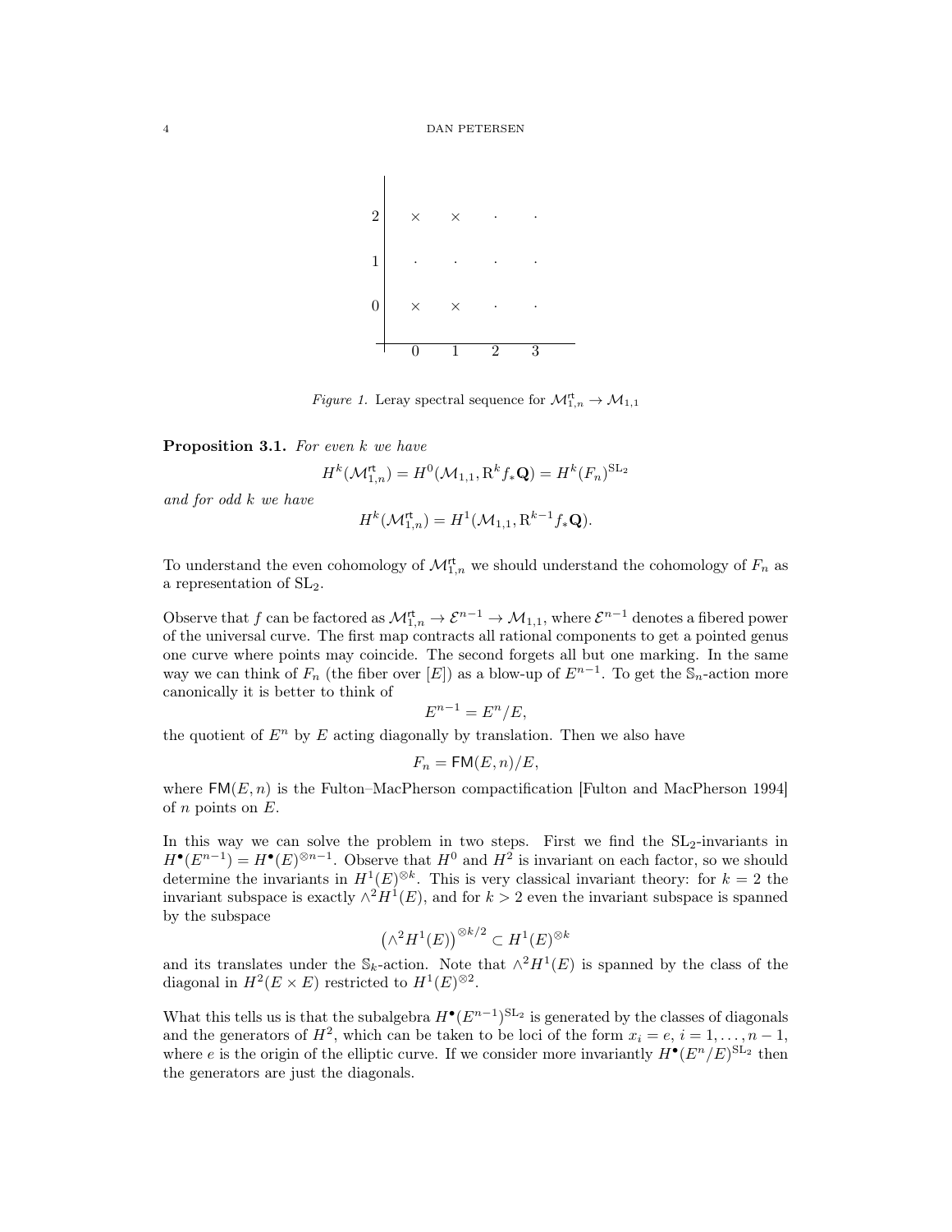|   | 0 | 1 | 2 | 3 |
|---|---|---|---|---|
| 2 | × | × | · | · |
| 1 | · | · | · | · |
| 0 | × | × | · | · |

*Figure 1.* Leray spectral sequence for $\mathcal{M}_{1,n}^{\mathsf{rt}} \to \mathcal{M}_{1,1}$

**Proposition 3.1.** *For even $k$ we have*

$$H^k(\mathcal{M}_{1,n}^{\mathsf{rt}}) = H^0(\mathcal{M}_{1,1}, \mathrm{R}^k f_* \mathbf{Q}) = H^k(F_n)^{\mathrm{SL}_2}$$

*and for odd $k$ we have*

$$H^k(\mathcal{M}_{1,n}^{\mathsf{rt}}) = H^1(\mathcal{M}_{1,1}, \mathrm{R}^{k-1} f_* \mathbf{Q}).$$

To understand the even cohomology of $\mathcal{M}_{1,n}^{\mathsf{rt}}$ we should understand the cohomology of $F_n$ as a representation of $\mathrm{SL}_2$.

Observe that $f$ can be factored as $\mathcal{M}_{1,n}^{\mathsf{rt}} \to \mathcal{E}^{n-1} \to \mathcal{M}_{1,1}$, where $\mathcal{E}^{n-1}$ denotes a fibered power of the universal curve. The first map contracts all rational components to get a pointed genus one curve where points may coincide. The second forgets all but one marking. In the same way we can think of $F_n$ (the fiber over $[E]$) as a blow-up of $E^{n-1}$. To get the $\mathbb{S}_n$-action more canonically it is better to think of

$$E^{n-1} = E^n / E,$$

the quotient of $E^n$ by $E$ acting diagonally by translation. Then we also have

$$F_n = \mathsf{FM}(E, n)/E,$$

where $\mathsf{FM}(E, n)$ is the Fulton–MacPherson compactification [Fulton and MacPherson 1994] of $n$ points on $E$.

In this way we can solve the problem in two steps. First we find the $\mathrm{SL}_2$-invariants in $H^\bullet(E^{n-1}) = H^\bullet(E)^{\otimes n-1}$. Observe that $H^0$ and $H^2$ is invariant on each factor, so we should determine the invariants in $H^1(E)^{\otimes k}$. This is very classical invariant theory: for $k = 2$ the invariant subspace is exactly $\wedge^2 H^1(E)$, and for $k > 2$ even the invariant subspace is spanned by the subspace

$$\left(\wedge^2 H^1(E)\right)^{\otimes k/2} \subset H^1(E)^{\otimes k}$$

and its translates under the $\mathbb{S}_k$-action. Note that $\wedge^2 H^1(E)$ is spanned by the class of the diagonal in $H^2(E \times E)$ restricted to $H^1(E)^{\otimes 2}$.

What this tells us is that the subalgebra $H^\bullet(E^{n-1})^{\mathrm{SL}_2}$ is generated by the classes of diagonals and the generators of $H^2$, which can be taken to be loci of the form $x_i = e$, $i = 1, \ldots, n-1$, where $e$ is the origin of the elliptic curve. If we consider more invariantly $H^\bullet(E^n/E)^{\mathrm{SL}_2}$ then the generators are just the diagonals.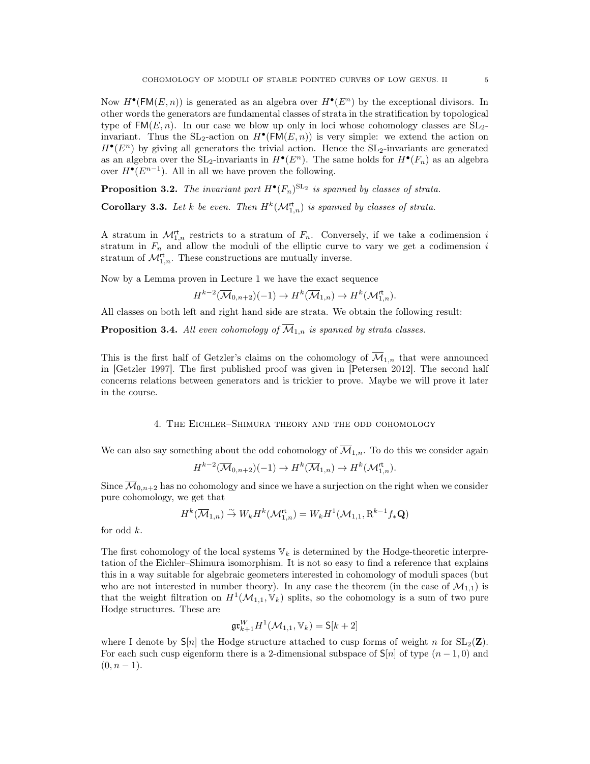Now $H^\bullet(\mathsf{FM}(E,n))$ is generated as an algebra over $H^\bullet(E^n)$ by the exceptional divisors. In other words the generators are fundamental classes of strata in the stratification by topological type of $\mathsf{FM}(E,n)$. In our case we blow up only in loci whose cohomology classes are $\mathrm{SL}_2$-invariant. Thus the $\mathrm{SL}_2$-action on $H^\bullet(\mathsf{FM}(E,n))$ is very simple: we extend the action on $H^\bullet(E^n)$ by giving all generators the trivial action. Hence the $\mathrm{SL}_2$-invariants are generated as an algebra over the $\mathrm{SL}_2$-invariants in $H^\bullet(E^n)$. The same holds for $H^\bullet(F_n)$ as an algebra over $H^\bullet(E^{n-1})$. All in all we have proven the following.

**Proposition 3.2.** *The invariant part $H^\bullet(F_n)^{\mathrm{SL}_2}$ is spanned by classes of strata.*

**Corollary 3.3.** *Let $k$ be even. Then $H^k(\mathcal{M}^{\mathsf{rt}}_{1,n})$ is spanned by classes of strata.*

A stratum in $\mathcal{M}^{\mathsf{rt}}_{1,n}$ restricts to a stratum of $F_n$. Conversely, if we take a codimension $i$ stratum in $F_n$ and allow the moduli of the elliptic curve to vary we get a codimension $i$ stratum of $\mathcal{M}^{\mathsf{rt}}_{1,n}$. These constructions are mutually inverse.

Now by a Lemma proven in Lecture 1 we have the exact sequence

$$H^{k-2}(\overline{\mathcal{M}}_{0,n+2})(-1) \to H^k(\overline{\mathcal{M}}_{1,n}) \to H^k(\mathcal{M}^{\mathsf{rt}}_{1,n}).$$

All classes on both left and right hand side are strata. We obtain the following result:

**Proposition 3.4.** *All even cohomology of $\overline{\mathcal{M}}_{1,n}$ is spanned by strata classes.*

This is the first half of Getzler's claims on the cohomology of $\overline{\mathcal{M}}_{1,n}$ that were announced in [Getzler 1997]. The first published proof was given in [Petersen 2012]. The second half concerns relations between generators and is trickier to prove. Maybe we will prove it later in the course.

## 4. The Eichler–Shimura theory and the odd cohomology

We can also say something about the odd cohomology of $\overline{\mathcal{M}}_{1,n}$. To do this we consider again

$$H^{k-2}(\overline{\mathcal{M}}_{0,n+2})(-1) \to H^k(\overline{\mathcal{M}}_{1,n}) \to H^k(\mathcal{M}^{\mathsf{rt}}_{1,n}).$$

Since $\overline{\mathcal{M}}_{0,n+2}$ has no cohomology and since we have a surjection on the right when we consider pure cohomology, we get that

$$H^k(\overline{\mathcal{M}}_{1,n}) \xrightarrow{\sim} W_k H^k(\mathcal{M}^{\mathsf{rt}}_{1,n}) = W_k H^1(\mathcal{M}_{1,1}, \mathrm{R}^{k-1} f_* \mathbf{Q})$$

for odd $k$.

The first cohomology of the local systems $\mathbb{V}_k$ is determined by the Hodge-theoretic interpretation of the Eichler–Shimura isomorphism. It is not so easy to find a reference that explains this in a way suitable for algebraic geometers interested in cohomology of moduli spaces (but who are not interested in number theory). In any case the theorem (in the case of $\mathcal{M}_{1,1}$) is that the weight filtration on $H^1(\mathcal{M}_{1,1}, \mathbb{V}_k)$ splits, so the cohomology is a sum of two pure Hodge structures. These are

$$\mathfrak{gr}^W_{k+1} H^1(\mathcal{M}_{1,1}, \mathbb{V}_k) = \mathsf{S}[k+2]$$

where I denote by $\mathsf{S}[n]$ the Hodge structure attached to cusp forms of weight $n$ for $\mathrm{SL}_2(\mathbf{Z})$. For each such cusp eigenform there is a 2-dimensional subspace of $\mathsf{S}[n]$ of type $(n-1,0)$ and $(0,n-1)$.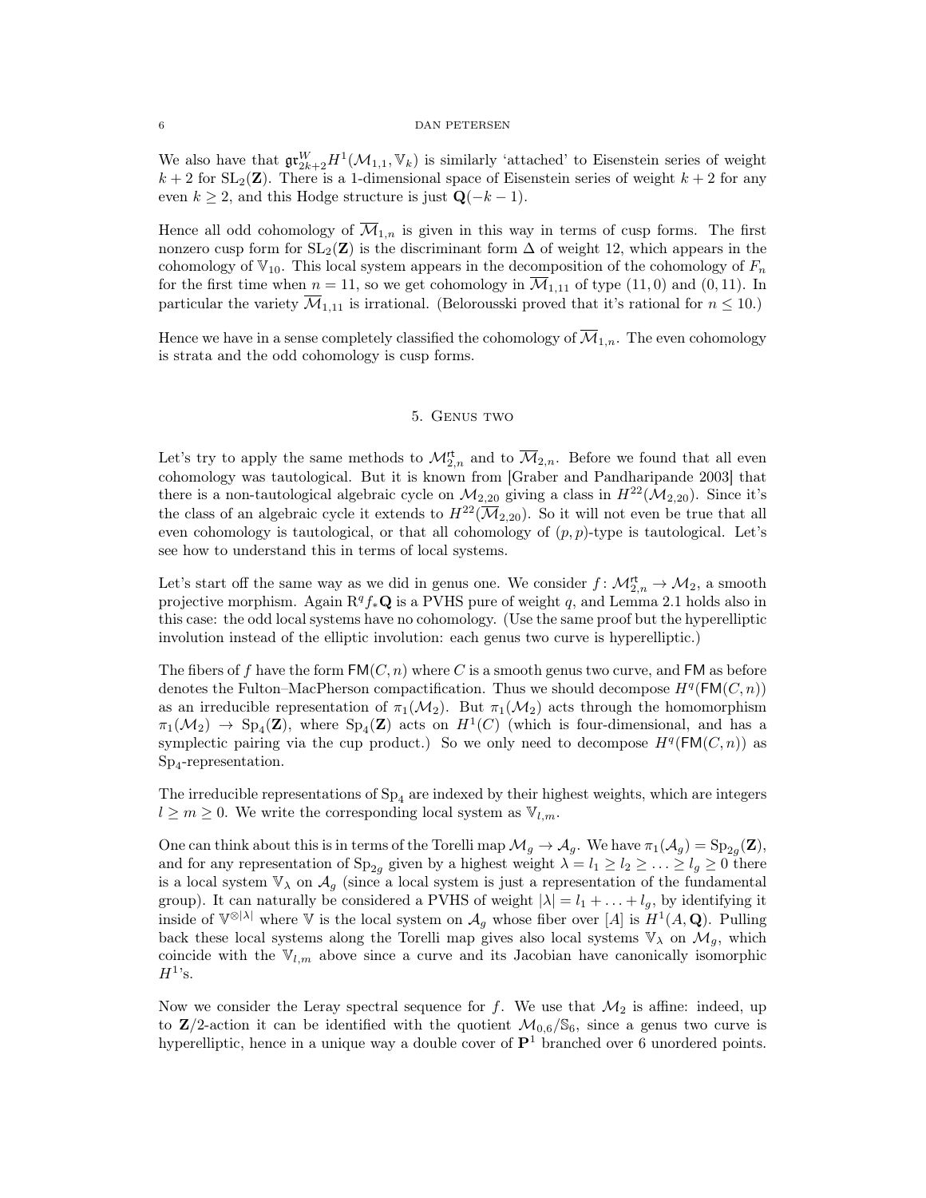We also have that $\mathfrak{gr}^W_{2k+2} H^1(\mathcal{M}_{1,1}, \mathbb{V}_k)$ is similarly 'attached' to Eisenstein series of weight $k+2$ for $\mathrm{SL}_2(\mathbf{Z})$. There is a 1-dimensional space of Eisenstein series of weight $k+2$ for any even $k \geq 2$, and this Hodge structure is just $\mathbf{Q}(-k-1)$.

Hence all odd cohomology of $\overline{\mathcal{M}}_{1,n}$ is given in this way in terms of cusp forms. The first nonzero cusp form for $\mathrm{SL}_2(\mathbf{Z})$ is the discriminant form $\Delta$ of weight 12, which appears in the cohomology of $\mathbb{V}_{10}$. This local system appears in the decomposition of the cohomology of $F_n$ for the first time when $n = 11$, so we get cohomology in $\overline{\mathcal{M}}_{1,11}$ of type $(11, 0)$ and $(0, 11)$. In particular the variety $\overline{\mathcal{M}}_{1,11}$ is irrational. (Belorousski proved that it's rational for $n \leq 10$.)

Hence we have in a sense completely classified the cohomology of $\overline{\mathcal{M}}_{1,n}$. The even cohomology is strata and the odd cohomology is cusp forms.

## 5. Genus two

Let's try to apply the same methods to $\mathcal{M}^{\mathrm{rt}}_{2,n}$ and to $\overline{\mathcal{M}}_{2,n}$. Before we found that all even cohomology was tautological. But it is known from [Graber and Pandharipande 2003] that there is a non-tautological algebraic cycle on $\mathcal{M}_{2,20}$ giving a class in $H^{22}(\mathcal{M}_{2,20})$. Since it's the class of an algebraic cycle it extends to $H^{22}(\overline{\mathcal{M}}_{2,20})$. So it will not even be true that all even cohomology is tautological, or that all cohomology of $(p,p)$-type is tautological. Let's see how to understand this in terms of local systems.

Let's start off the same way as we did in genus one. We consider $f \colon \mathcal{M}^{\mathrm{rt}}_{2,n} \to \mathcal{M}_2$, a smooth projective morphism. Again $\mathrm{R}^q f_* \mathbf{Q}$ is a PVHS pure of weight $q$, and Lemma 2.1 holds also in this case: the odd local systems have no cohomology. (Use the same proof but the hyperelliptic involution instead of the elliptic involution: each genus two curve is hyperelliptic.)

The fibers of $f$ have the form $\mathsf{FM}(C, n)$ where $C$ is a smooth genus two curve, and $\mathsf{FM}$ as before denotes the Fulton–MacPherson compactification. Thus we should decompose $H^q(\mathsf{FM}(C, n))$ as an irreducible representation of $\pi_1(\mathcal{M}_2)$. But $\pi_1(\mathcal{M}_2)$ acts through the homomorphism $\pi_1(\mathcal{M}_2) \to \mathrm{Sp}_4(\mathbf{Z})$, where $\mathrm{Sp}_4(\mathbf{Z})$ acts on $H^1(C)$ (which is four-dimensional, and has a symplectic pairing via the cup product.) So we only need to decompose $H^q(\mathsf{FM}(C, n))$ as $\mathrm{Sp}_4$-representation.

The irreducible representations of $\mathrm{Sp}_4$ are indexed by their highest weights, which are integers $l \geq m \geq 0$. We write the corresponding local system as $\mathbb{V}_{l,m}$.

One can think about this is in terms of the Torelli map $\mathcal{M}_g \to \mathcal{A}_g$. We have $\pi_1(\mathcal{A}_g) = \mathrm{Sp}_{2g}(\mathbf{Z})$, and for any representation of $\mathrm{Sp}_{2g}$ given by a highest weight $\lambda = l_1 \geq l_2 \geq \ldots \geq l_g \geq 0$ there is a local system $\mathbb{V}_\lambda$ on $\mathcal{A}_g$ (since a local system is just a representation of the fundamental group). It can naturally be considered a PVHS of weight $|\lambda| = l_1 + \ldots + l_g$, by identifying it inside of $\mathbb{V}^{\otimes |\lambda|}$ where $\mathbb{V}$ is the local system on $\mathcal{A}_g$ whose fiber over $[A]$ is $H^1(A, \mathbf{Q})$. Pulling back these local systems along the Torelli map gives also local systems $\mathbb{V}_\lambda$ on $\mathcal{M}_g$, which coincide with the $\mathbb{V}_{l,m}$ above since a curve and its Jacobian have canonically isomorphic $H^1$'s.

Now we consider the Leray spectral sequence for $f$. We use that $\mathcal{M}_2$ is affine: indeed, up to $\mathbf{Z}/2$-action it can be identified with the quotient $\mathcal{M}_{0,6}/\mathbb{S}_6$, since a genus two curve is hyperelliptic, hence in a unique way a double cover of $\mathbf{P}^1$ branched over 6 unordered points.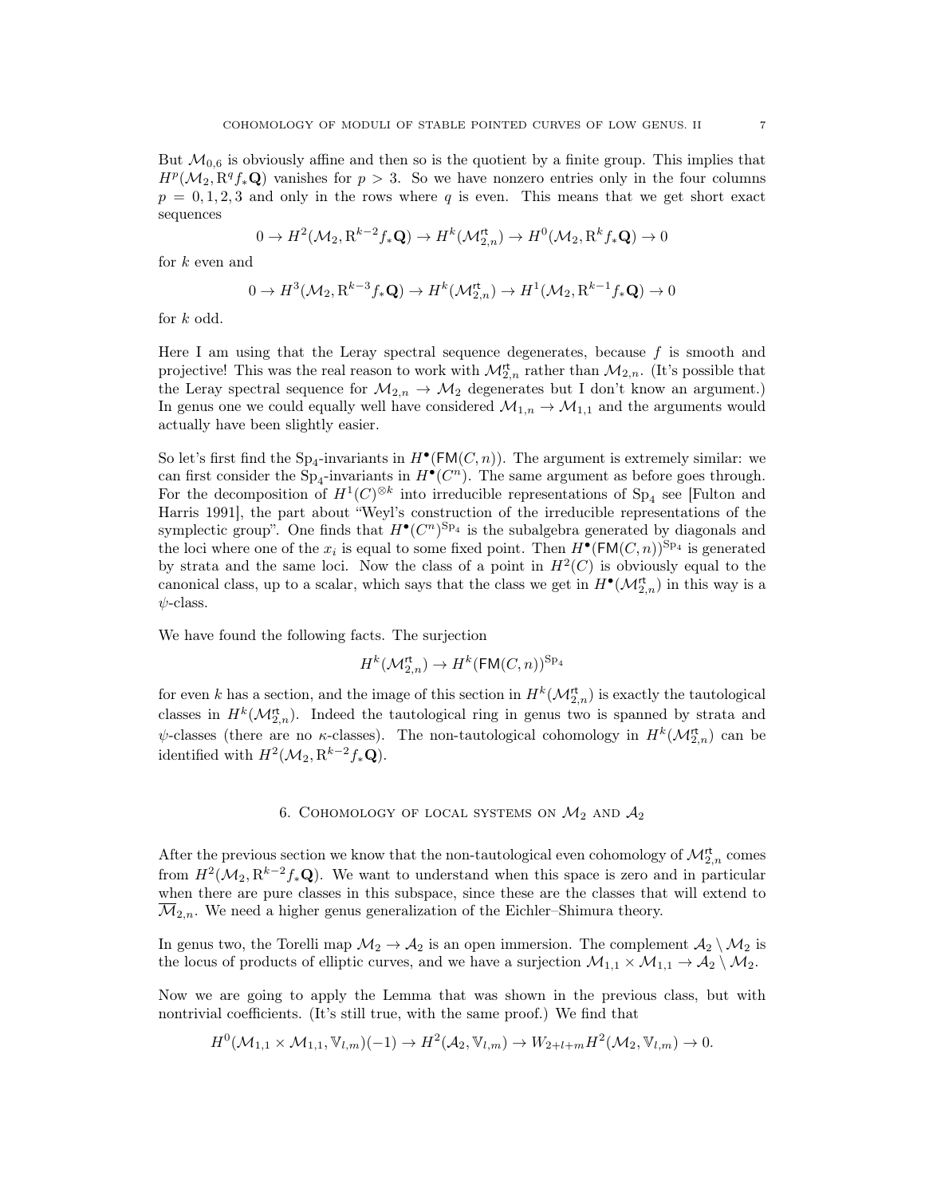But $\mathcal{M}_{0,6}$ is obviously affine and then so is the quotient by a finite group. This implies that $H^p(\mathcal{M}_2, \mathrm{R}^q f_*\mathbf{Q})$ vanishes for $p > 3$. So we have nonzero entries only in the four columns $p = 0, 1, 2, 3$ and only in the rows where $q$ is even. This means that we get short exact sequences

$$0 \to H^2(\mathcal{M}_2, \mathrm{R}^{k-2} f_*\mathbf{Q}) \to H^k(\mathcal{M}_{2,n}^{\mathsf{rt}}) \to H^0(\mathcal{M}_2, \mathrm{R}^k f_*\mathbf{Q}) \to 0$$

for $k$ even and

$$0 \to H^3(\mathcal{M}_2, \mathrm{R}^{k-3} f_*\mathbf{Q}) \to H^k(\mathcal{M}_{2,n}^{\mathsf{rt}}) \to H^1(\mathcal{M}_2, \mathrm{R}^{k-1} f_*\mathbf{Q}) \to 0$$

for $k$ odd.

Here I am using that the Leray spectral sequence degenerates, because $f$ is smooth and projective! This was the real reason to work with $\mathcal{M}_{2,n}^{\mathsf{rt}}$ rather than $\mathcal{M}_{2,n}$. (It's possible that the Leray spectral sequence for $\mathcal{M}_{2,n} \to \mathcal{M}_2$ degenerates but I don't know an argument.) In genus one we could equally well have considered $\mathcal{M}_{1,n} \to \mathcal{M}_{1,1}$ and the arguments would actually have been slightly easier.

So let's first find the $\mathrm{Sp}_4$-invariants in $H^\bullet(\mathsf{FM}(C, n))$. The argument is extremely similar: we can first consider the $\mathrm{Sp}_4$-invariants in $H^\bullet(C^n)$. The same argument as before goes through. For the decomposition of $H^1(C)^{\otimes k}$ into irreducible representations of $\mathrm{Sp}_4$ see [Fulton and Harris 1991], the part about "Weyl's construction of the irreducible representations of the symplectic group". One finds that $H^\bullet(C^n)^{\mathrm{Sp}_4}$ is the subalgebra generated by diagonals and the loci where one of the $x_i$ is equal to some fixed point. Then $H^\bullet(\mathsf{FM}(C, n))^{\mathrm{Sp}_4}$ is generated by strata and the same loci. Now the class of a point in $H^2(C)$ is obviously equal to the canonical class, up to a scalar, which says that the class we get in $H^\bullet(\mathcal{M}_{2,n}^{\mathsf{rt}})$ in this way is a $\psi$-class.

We have found the following facts. The surjection

$$H^k(\mathcal{M}_{2,n}^{\mathsf{rt}}) \to H^k(\mathsf{FM}(C, n))^{\mathrm{Sp}_4}$$

for even $k$ has a section, and the image of this section in $H^k(\mathcal{M}_{2,n}^{\mathsf{rt}})$ is exactly the tautological classes in $H^k(\mathcal{M}_{2,n}^{\mathsf{rt}})$. Indeed the tautological ring in genus two is spanned by strata and $\psi$-classes (there are no $\kappa$-classes). The non-tautological cohomology in $H^k(\mathcal{M}_{2,n}^{\mathsf{rt}})$ can be identified with $H^2(\mathcal{M}_2, \mathrm{R}^{k-2} f_*\mathbf{Q})$.

## 6. Cohomology of local systems on $\mathcal{M}_2$ and $\mathcal{A}_2$

After the previous section we know that the non-tautological even cohomology of $\mathcal{M}_{2,n}^{\mathsf{rt}}$ comes from $H^2(\mathcal{M}_2, \mathrm{R}^{k-2} f_*\mathbf{Q})$. We want to understand when this space is zero and in particular when there are pure classes in this subspace, since these are the classes that will extend to $\overline{\mathcal{M}}_{2,n}$. We need a higher genus generalization of the Eichler–Shimura theory.

In genus two, the Torelli map $\mathcal{M}_2 \to \mathcal{A}_2$ is an open immersion. The complement $\mathcal{A}_2 \setminus \mathcal{M}_2$ is the locus of products of elliptic curves, and we have a surjection $\mathcal{M}_{1,1} \times \mathcal{M}_{1,1} \to \mathcal{A}_2 \setminus \mathcal{M}_2$.

Now we are going to apply the Lemma that was shown in the previous class, but with nontrivial coefficients. (It's still true, with the same proof.) We find that

$$H^0(\mathcal{M}_{1,1} \times \mathcal{M}_{1,1}, \mathbb{V}_{l,m})(-1) \to H^2(\mathcal{A}_2, \mathbb{V}_{l,m}) \to W_{2+l+m} H^2(\mathcal{M}_2, \mathbb{V}_{l,m}) \to 0.$$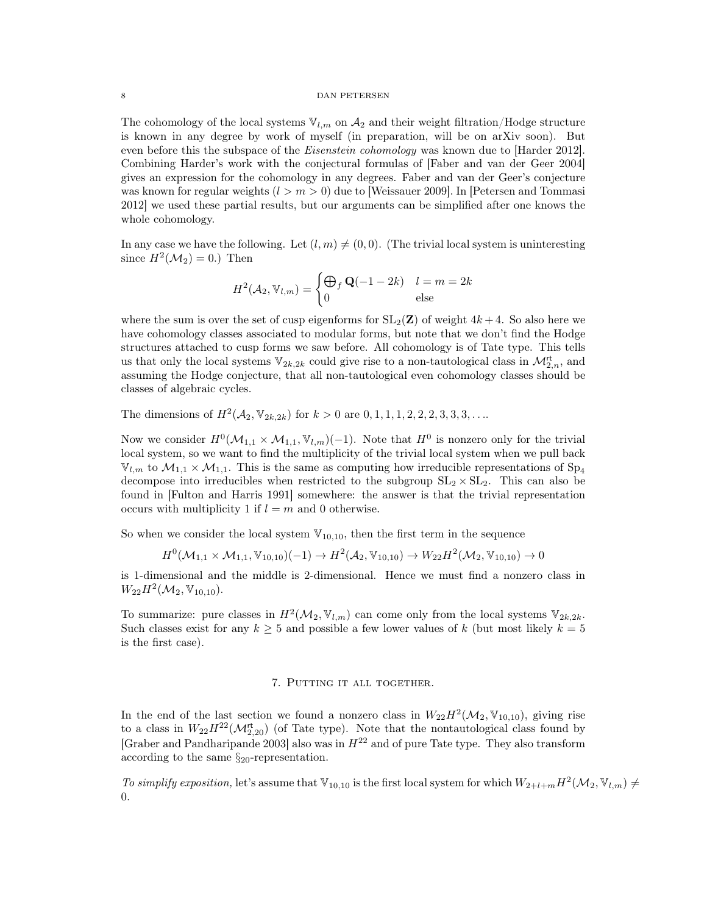The cohomology of the local systems $\mathbb{V}_{l,m}$ on $\mathcal{A}_2$ and their weight filtration/Hodge structure is known in any degree by work of myself (in preparation, will be on arXiv soon). But even before this the subspace of the *Eisenstein cohomology* was known due to [Harder 2012]. Combining Harder's work with the conjectural formulas of [Faber and van der Geer 2004] gives an expression for the cohomology in any degrees. Faber and van der Geer's conjecture was known for regular weights ($l > m > 0$) due to [Weissauer 2009]. In [Petersen and Tommasi 2012] we used these partial results, but our arguments can be simplified after one knows the whole cohomology.

In any case we have the following. Let $(l, m) \neq (0, 0)$. (The trivial local system is uninteresting since $H^2(\mathcal{M}_2) = 0$.) Then

$$H^2(\mathcal{A}_2, \mathbb{V}_{l,m}) = \begin{cases} \bigoplus_f \mathbf{Q}(-1-2k) & l = m = 2k \\ 0 & \text{else} \end{cases}$$

where the sum is over the set of cusp eigenforms for $\mathrm{SL}_2(\mathbf{Z})$ of weight $4k+4$. So also here we have cohomology classes associated to modular forms, but note that we don't find the Hodge structures attached to cusp forms we saw before. All cohomology is of Tate type. This tells us that only the local systems $\mathbb{V}_{2k,2k}$ could give rise to a non-tautological class in $\mathcal{M}_{2,n}^{\mathsf{rt}}$, and assuming the Hodge conjecture, that all non-tautological even cohomology classes should be classes of algebraic cycles.

The dimensions of $H^2(\mathcal{A}_2, \mathbb{V}_{2k,2k})$ for $k > 0$ are $0, 1, 1, 1, 2, 2, 2, 3, 3, 3, \ldots$.

Now we consider $H^0(\mathcal{M}_{1,1} \times \mathcal{M}_{1,1}, \mathbb{V}_{l,m})(-1)$. Note that $H^0$ is nonzero only for the trivial local system, so we want to find the multiplicity of the trivial local system when we pull back $\mathbb{V}_{l,m}$ to $\mathcal{M}_{1,1} \times \mathcal{M}_{1,1}$. This is the same as computing how irreducible representations of $\mathrm{Sp}_4$ decompose into irreducibles when restricted to the subgroup $\mathrm{SL}_2 \times \mathrm{SL}_2$. This can also be found in [Fulton and Harris 1991] somewhere: the answer is that the trivial representation occurs with multiplicity 1 if $l = m$ and 0 otherwise.

So when we consider the local system $\mathbb{V}_{10,10}$, then the first term in the sequence

$$H^0(\mathcal{M}_{1,1} \times \mathcal{M}_{1,1}, \mathbb{V}_{10,10})(-1) \to H^2(\mathcal{A}_2, \mathbb{V}_{10,10}) \to W_{22}H^2(\mathcal{M}_2, \mathbb{V}_{10,10}) \to 0$$

is 1-dimensional and the middle is 2-dimensional. Hence we must find a nonzero class in $W_{22}H^2(\mathcal{M}_2, \mathbb{V}_{10,10})$.

To summarize: pure classes in $H^2(\mathcal{M}_2, \mathbb{V}_{l,m})$ can come only from the local systems $\mathbb{V}_{2k,2k}$. Such classes exist for any $k \geq 5$ and possible a few lower values of $k$ (but most likely $k = 5$ is the first case).

## 7. Putting it all together.

In the end of the last section we found a nonzero class in $W_{22}H^2(\mathcal{M}_2, \mathbb{V}_{10,10})$, giving rise to a class in $W_{22}H^{22}(\mathcal{M}_{2,20}^{\mathsf{rt}})$ (of Tate type). Note that the nontautological class found by [Graber and Pandharipande 2003] also was in $H^{22}$ and of pure Tate type. They also transform according to the same $\mathbb{S}_{20}$-representation.

*To simplify exposition,* let's assume that $\mathbb{V}_{10,10}$ is the first local system for which $W_{2+l+m}H^2(\mathcal{M}_2, \mathbb{V}_{l,m}) \neq 0$.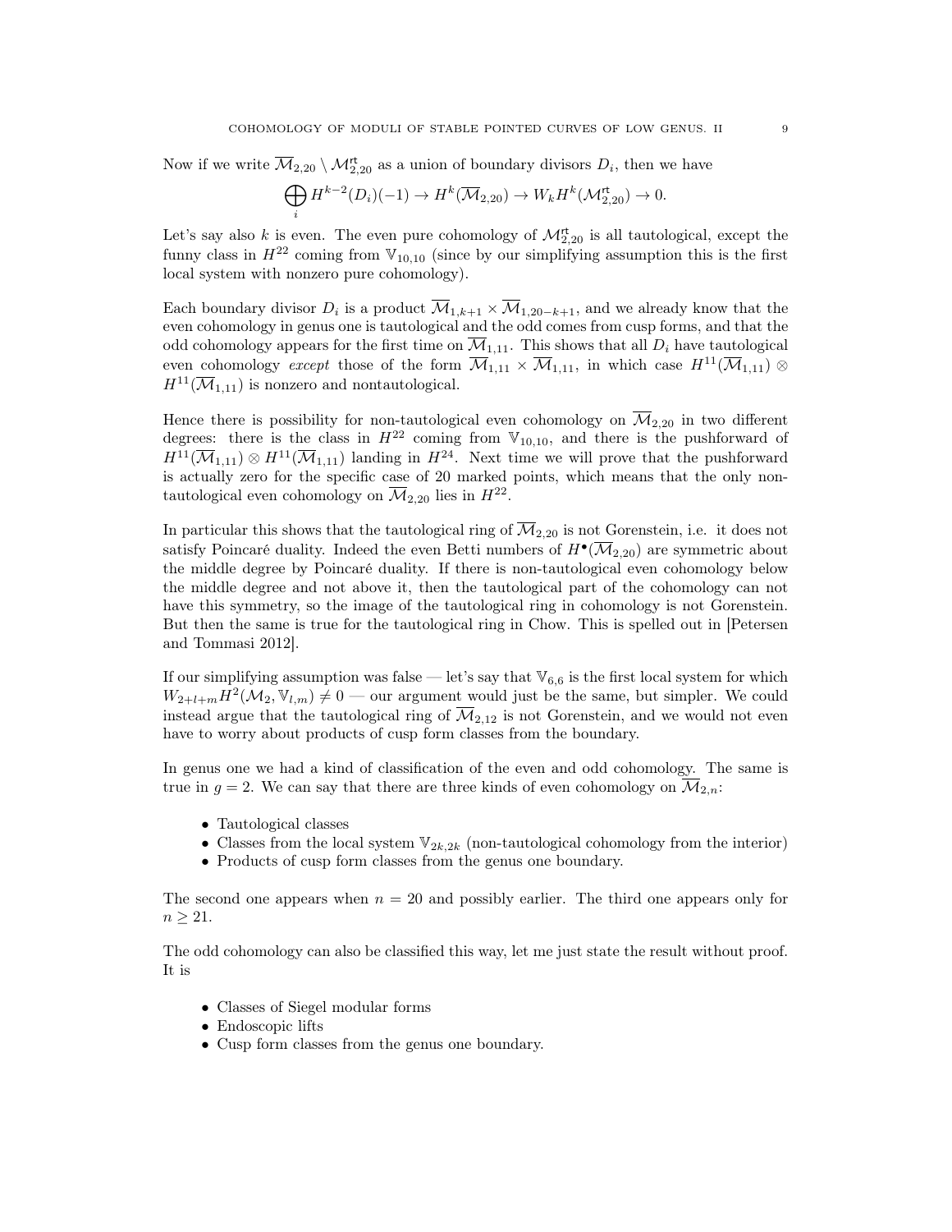Now if we write $\overline{\mathcal{M}}_{2,20} \setminus \mathcal{M}^{\mathsf{rt}}_{2,20}$ as a union of boundary divisors $D_i$, then we have

$$\bigoplus_i H^{k-2}(D_i)(-1) \to H^k(\overline{\mathcal{M}}_{2,20}) \to W_k H^k(\mathcal{M}^{\mathsf{rt}}_{2,20}) \to 0.$$

Let's say also $k$ is even. The even pure cohomology of $\mathcal{M}^{\mathsf{rt}}_{2,20}$ is all tautological, except the funny class in $H^{22}$ coming from $\mathbb{V}_{10,10}$ (since by our simplifying assumption this is the first local system with nonzero pure cohomology).

Each boundary divisor $D_i$ is a product $\overline{\mathcal{M}}_{1,k+1} \times \overline{\mathcal{M}}_{1,20-k+1}$, and we already know that the even cohomology in genus one is tautological and the odd comes from cusp forms, and that the odd cohomology appears for the first time on $\overline{\mathcal{M}}_{1,11}$. This shows that all $D_i$ have tautological even cohomology *except* those of the form $\overline{\mathcal{M}}_{1,11} \times \overline{\mathcal{M}}_{1,11}$, in which case $H^{11}(\overline{\mathcal{M}}_{1,11}) \otimes H^{11}(\overline{\mathcal{M}}_{1,11})$ is nonzero and nontautological.

Hence there is possibility for non-tautological even cohomology on $\overline{\mathcal{M}}_{2,20}$ in two different degrees: there is the class in $H^{22}$ coming from $\mathbb{V}_{10,10}$, and there is the pushforward of $H^{11}(\overline{\mathcal{M}}_{1,11}) \otimes H^{11}(\overline{\mathcal{M}}_{1,11})$ landing in $H^{24}$. Next time we will prove that the pushforward is actually zero for the specific case of 20 marked points, which means that the only non-tautological even cohomology on $\overline{\mathcal{M}}_{2,20}$ lies in $H^{22}$.

In particular this shows that the tautological ring of $\overline{\mathcal{M}}_{2,20}$ is not Gorenstein, i.e. it does not satisfy Poincaré duality. Indeed the even Betti numbers of $H^\bullet(\overline{\mathcal{M}}_{2,20})$ are symmetric about the middle degree by Poincaré duality. If there is non-tautological even cohomology below the middle degree and not above it, then the tautological part of the cohomology can not have this symmetry, so the image of the tautological ring in cohomology is not Gorenstein. But then the same is true for the tautological ring in Chow. This is spelled out in [Petersen and Tommasi 2012].

If our simplifying assumption was false — let's say that $\mathbb{V}_{6,6}$ is the first local system for which $W_{2+l+m}H^2(\mathcal{M}_2, \mathbb{V}_{l,m}) \neq 0$ — our argument would just be the same, but simpler. We could instead argue that the tautological ring of $\overline{\mathcal{M}}_{2,12}$ is not Gorenstein, and we would not even have to worry about products of cusp form classes from the boundary.

In genus one we had a kind of classification of the even and odd cohomology. The same is true in $g = 2$. We can say that there are three kinds of even cohomology on $\overline{\mathcal{M}}_{2,n}$:

- Tautological classes
- Classes from the local system $\mathbb{V}_{2k,2k}$ (non-tautological cohomology from the interior)
- Products of cusp form classes from the genus one boundary.

The second one appears when $n = 20$ and possibly earlier. The third one appears only for $n \geq 21$.

The odd cohomology can also be classified this way, let me just state the result without proof. It is

- Classes of Siegel modular forms
- Endoscopic lifts
- Cusp form classes from the genus one boundary.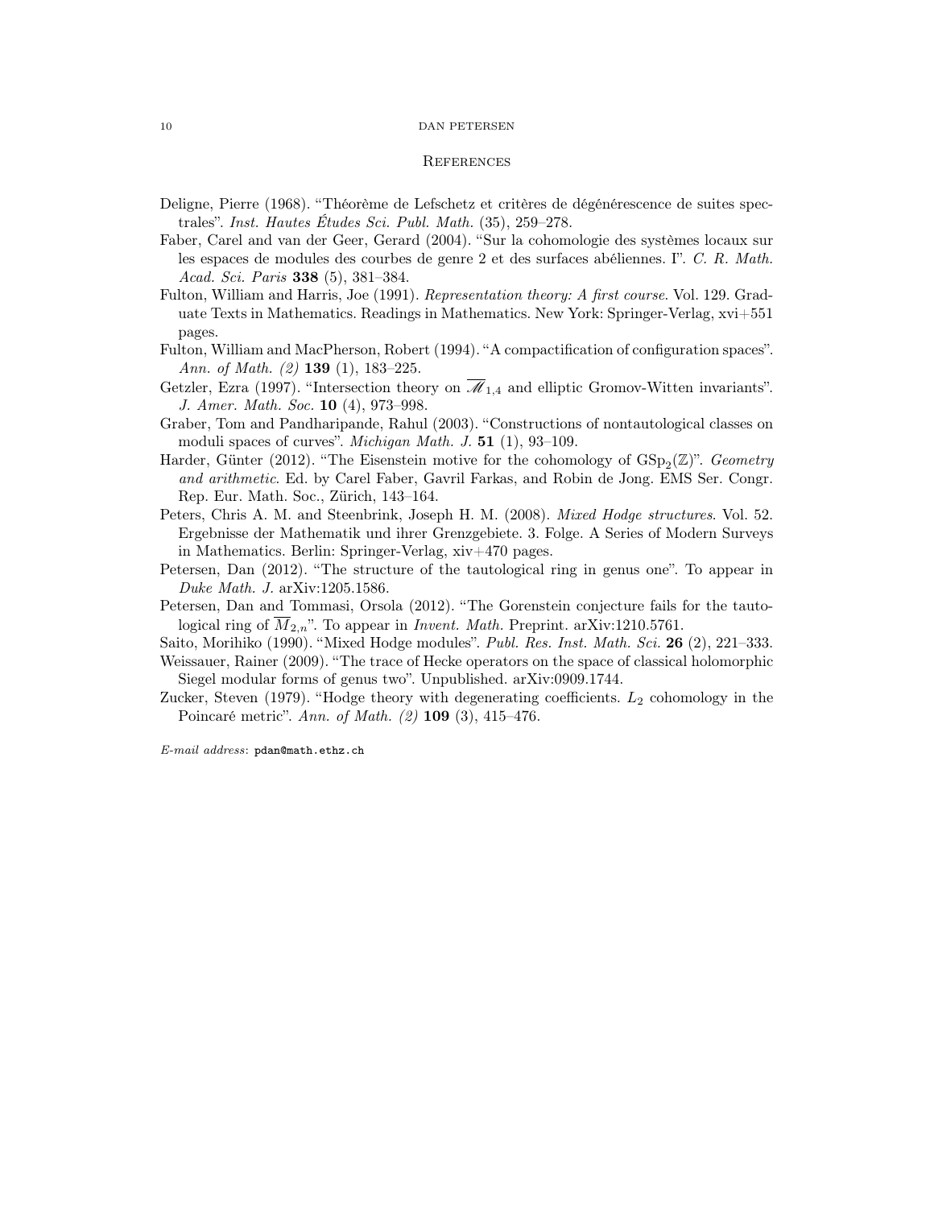## References

Deligne, Pierre (1968). "Théorème de Lefschetz et critères de dégénérescence de suites spectrales". *Inst. Hautes Études Sci. Publ. Math.* (35), 259–278.

Faber, Carel and van der Geer, Gerard (2004). "Sur la cohomologie des systèmes locaux sur les espaces de modules des courbes de genre 2 et des surfaces abéliennes. I". *C. R. Math. Acad. Sci. Paris* **338** (5), 381–384.

Fulton, William and Harris, Joe (1991). *Representation theory: A first course*. Vol. 129. Graduate Texts in Mathematics. Readings in Mathematics. New York: Springer-Verlag, xvi+551 pages.

Fulton, William and MacPherson, Robert (1994). "A compactification of configuration spaces". *Ann. of Math. (2)* **139** (1), 183–225.

Getzler, Ezra (1997). "Intersection theory on $\overline{\mathscr{M}}_{1,4}$ and elliptic Gromov-Witten invariants". *J. Amer. Math. Soc.* **10** (4), 973–998.

Graber, Tom and Pandharipande, Rahul (2003). "Constructions of nontautological classes on moduli spaces of curves". *Michigan Math. J.* **51** (1), 93–109.

Harder, Günter (2012). "The Eisenstein motive for the cohomology of $\mathrm{GSp}_2(\mathbb{Z})$". *Geometry and arithmetic*. Ed. by Carel Faber, Gavril Farkas, and Robin de Jong. EMS Ser. Congr. Rep. Eur. Math. Soc., Zürich, 143–164.

Peters, Chris A. M. and Steenbrink, Joseph H. M. (2008). *Mixed Hodge structures*. Vol. 52. Ergebnisse der Mathematik und ihrer Grenzgebiete. 3. Folge. A Series of Modern Surveys in Mathematics. Berlin: Springer-Verlag, xiv+470 pages.

Petersen, Dan (2012). "The structure of the tautological ring in genus one". To appear in *Duke Math. J.* arXiv:1205.1586.

Petersen, Dan and Tommasi, Orsola (2012). "The Gorenstein conjecture fails for the tautological ring of $\overline{M}_{2,n}$". To appear in *Invent. Math.* Preprint. arXiv:1210.5761.

Saito, Morihiko (1990). "Mixed Hodge modules". *Publ. Res. Inst. Math. Sci.* **26** (2), 221–333.

Weissauer, Rainer (2009). "The trace of Hecke operators on the space of classical holomorphic Siegel modular forms of genus two". Unpublished. arXiv:0909.1744.

Zucker, Steven (1979). "Hodge theory with degenerating coefficients. $L_2$ cohomology in the Poincaré metric". *Ann. of Math. (2)* **109** (3), 415–476.

*E-mail address*: `pdan@math.ethz.ch`